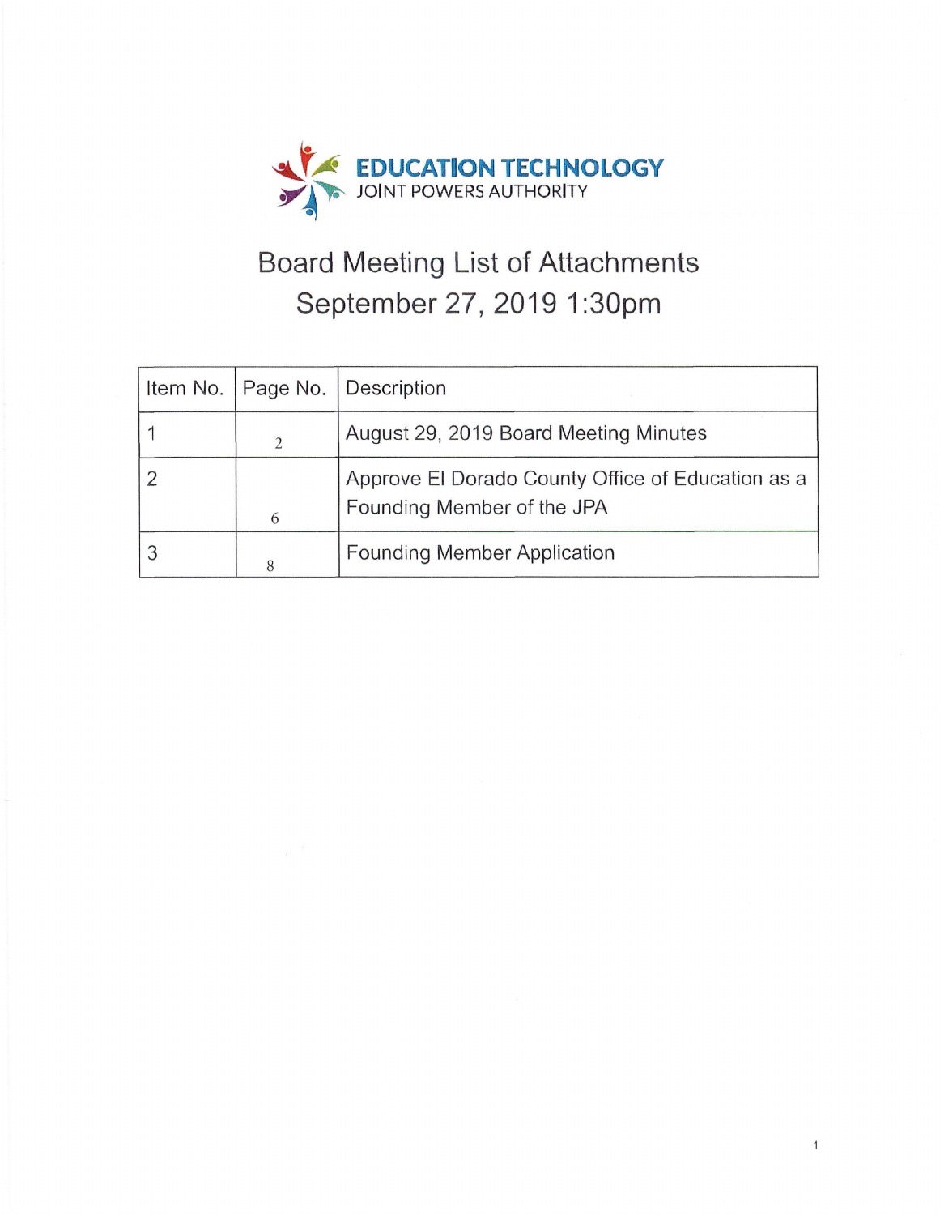**EDUCATION TECHNOLOGY**
JOINT POWERS AUTHORITY

# Board Meeting List of Attachments
## September 27, 2019 1:30pm

| Item No. | Page No. | Description |
|---|---|---|
| 1 | 2 | August 29, 2019 Board Meeting Minutes |
| 2 | 6 | Approve El Dorado County Office of Education as a Founding Member of the JPA |
| 3 | 8 | Founding Member Application |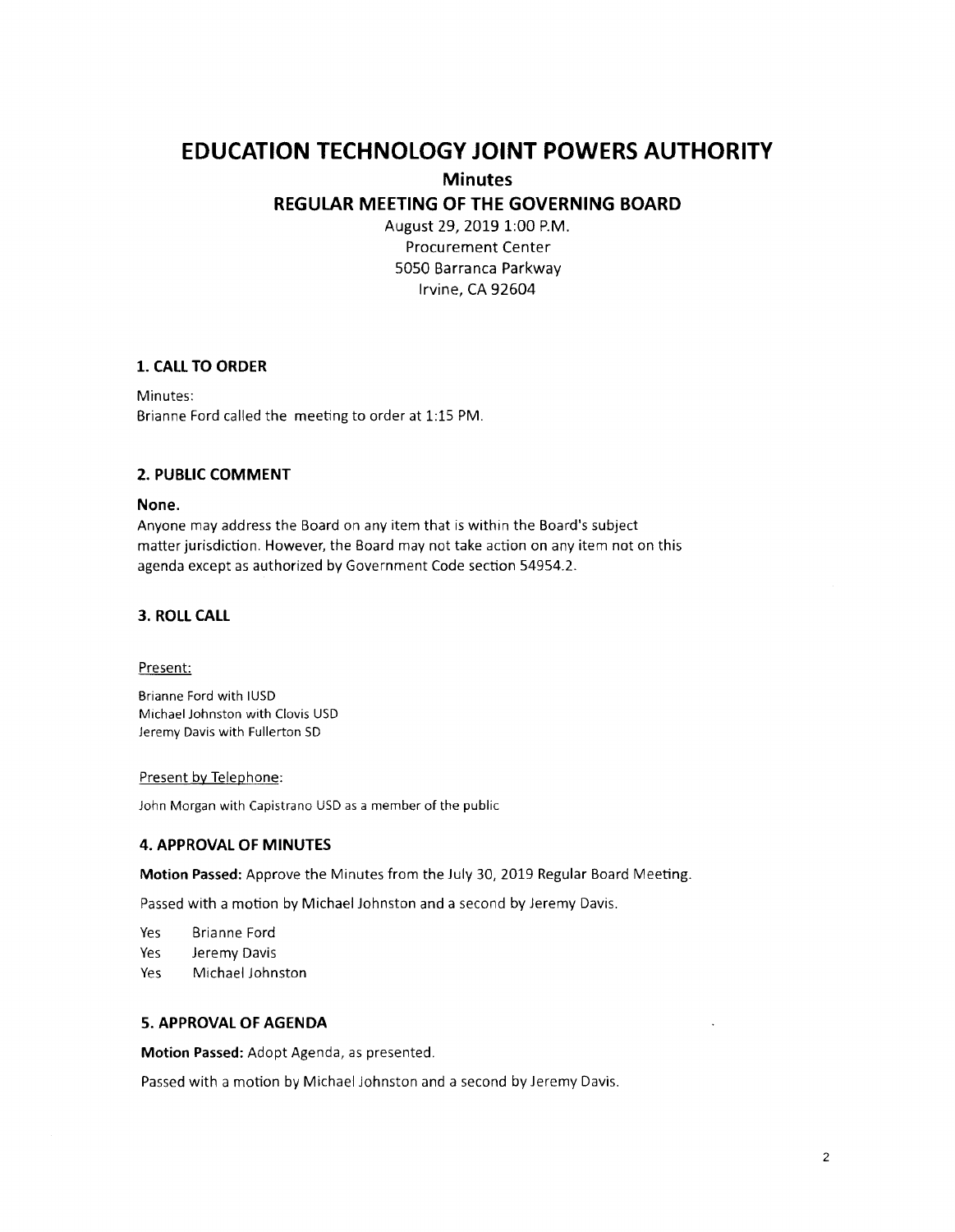# EDUCATION TECHNOLOGY JOINT POWERS AUTHORITY

## Minutes

## REGULAR MEETING OF THE GOVERNING BOARD

August 29, 2019 1:00 P.M.
Procurement Center
5050 Barranca Parkway
Irvine, CA 92604

### 1. CALL TO ORDER

Minutes:
Brianne Ford called the meeting to order at 1:15 PM.

### 2. PUBLIC COMMENT

**None.**

Anyone may address the Board on any item that is within the Board's subject matter jurisdiction. However, the Board may not take action on any item not on this agenda except as authorized by Government Code section 54954.2.

### 3. ROLL CALL

Present:

Brianne Ford with IUSD
Michael Johnston with Clovis USD
Jeremy Davis with Fullerton SD

Present by Telephone:

John Morgan with Capistrano USD as a member of the public

### 4. APPROVAL OF MINUTES

**Motion Passed:** Approve the Minutes from the July 30, 2019 Regular Board Meeting.

Passed with a motion by Michael Johnston and a second by Jeremy Davis.

Yes Brianne Ford
Yes Jeremy Davis
Yes Michael Johnston

### 5. APPROVAL OF AGENDA

**Motion Passed:** Adopt Agenda, as presented.

Passed with a motion by Michael Johnston and a second by Jeremy Davis.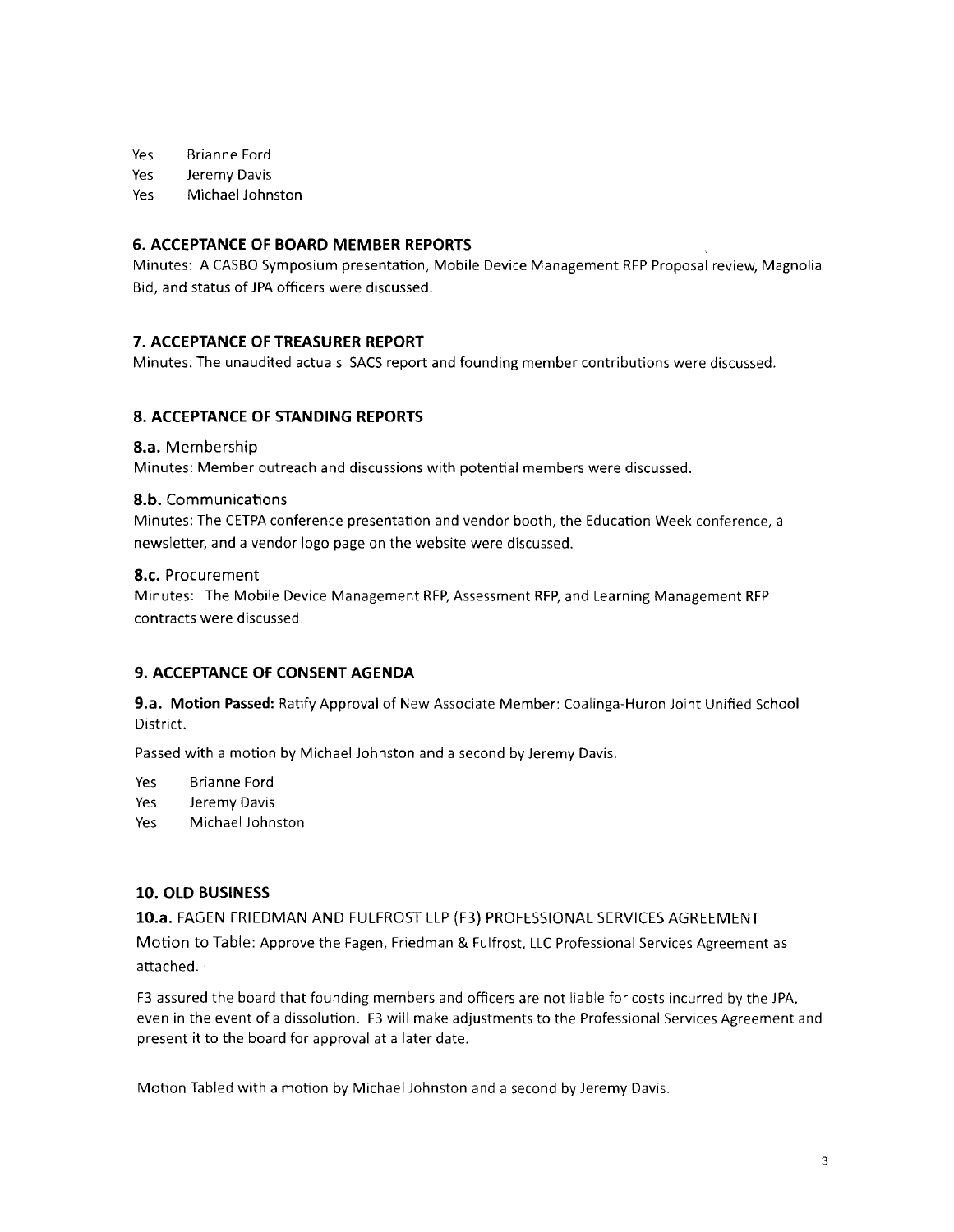Yes Brianne Ford
Yes Jeremy Davis
Yes Michael Johnston

### 6. ACCEPTANCE OF BOARD MEMBER REPORTS

Minutes: A CASBO Symposium presentation, Mobile Device Management RFP Proposal review, Magnolia Bid, and status of JPA officers were discussed.

### 7. ACCEPTANCE OF TREASURER REPORT

Minutes: The unaudited actuals SACS report and founding member contributions were discussed.

### 8. ACCEPTANCE OF STANDING REPORTS

#### 8.a. Membership

Minutes: Member outreach and discussions with potential members were discussed.

#### 8.b. Communications

Minutes: The CETPA conference presentation and vendor booth, the Education Week conference, a newsletter, and a vendor logo page on the website were discussed.

#### 8.c. Procurement

Minutes: The Mobile Device Management RFP, Assessment RFP, and Learning Management RFP contracts were discussed.

### 9. ACCEPTANCE OF CONSENT AGENDA

**9.a. Motion Passed:** Ratify Approval of New Associate Member: Coalinga-Huron Joint Unified School District.

Passed with a motion by Michael Johnston and a second by Jeremy Davis.

Yes Brianne Ford
Yes Jeremy Davis
Yes Michael Johnston

### 10. OLD BUSINESS

**10.a.** FAGEN FRIEDMAN AND FULFROST LLP (F3) PROFESSIONAL SERVICES AGREEMENT

Motion to Table: Approve the Fagen, Friedman & Fulfrost, LLC Professional Services Agreement as attached.

F3 assured the board that founding members and officers are not liable for costs incurred by the JPA, even in the event of a dissolution. F3 will make adjustments to the Professional Services Agreement and present it to the board for approval at a later date.

Motion Tabled with a motion by Michael Johnston and a second by Jeremy Davis.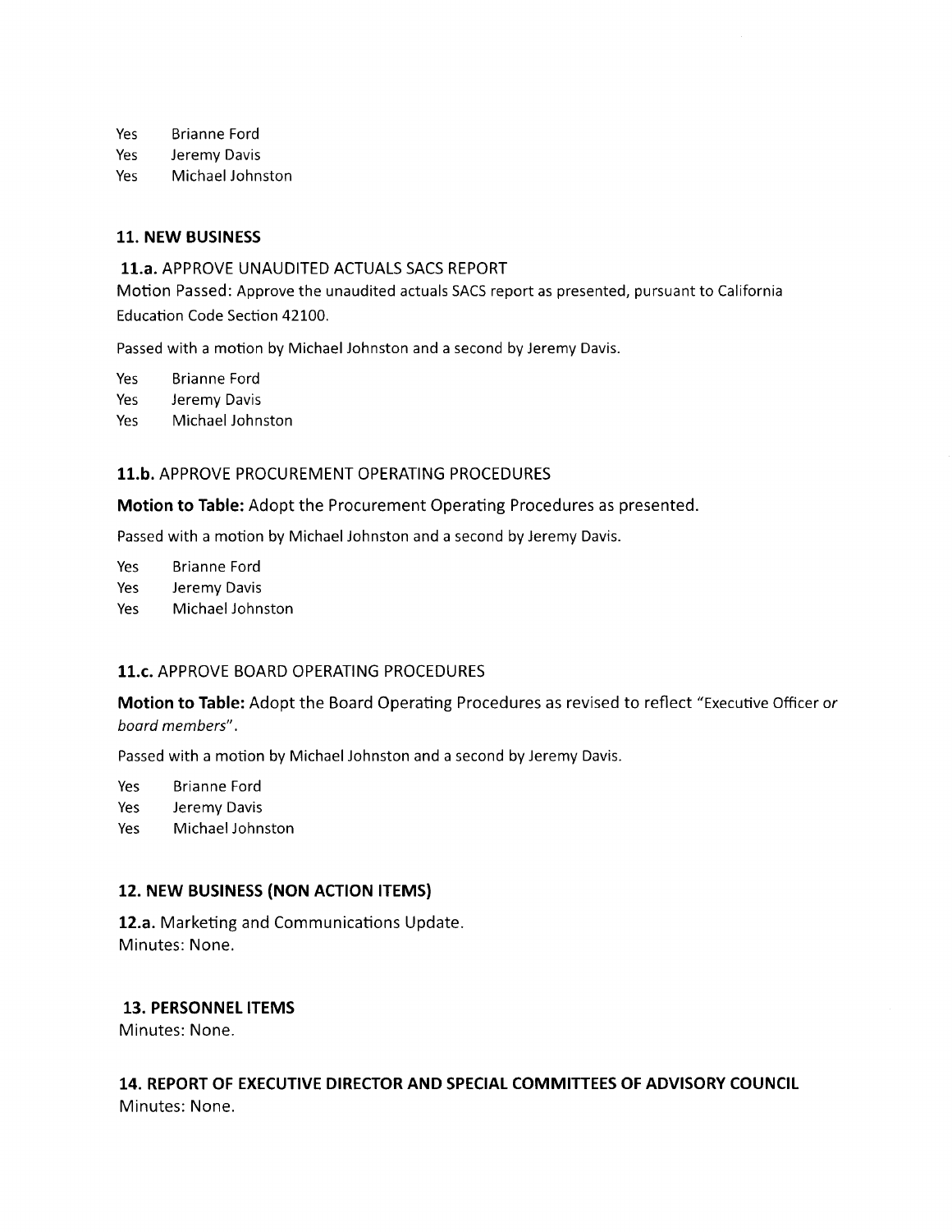Yes Brianne Ford
Yes Jeremy Davis
Yes Michael Johnston

### 11. NEW BUSINESS

**11.a.** APPROVE UNAUDITED ACTUALS SACS REPORT

Motion Passed: Approve the unaudited actuals SACS report as presented, pursuant to California Education Code Section 42100.

Passed with a motion by Michael Johnston and a second by Jeremy Davis.

Yes Brianne Ford
Yes Jeremy Davis
Yes Michael Johnston

**11.b.** APPROVE PROCUREMENT OPERATING PROCEDURES

**Motion to Table:** Adopt the Procurement Operating Procedures as presented.

Passed with a motion by Michael Johnston and a second by Jeremy Davis.

Yes Brianne Ford
Yes Jeremy Davis
Yes Michael Johnston

**11.c.** APPROVE BOARD OPERATING PROCEDURES

**Motion to Table:** Adopt the Board Operating Procedures as revised to reflect "Executive Officer *or board members*".

Passed with a motion by Michael Johnston and a second by Jeremy Davis.

Yes Brianne Ford
Yes Jeremy Davis
Yes Michael Johnston

### 12. NEW BUSINESS (NON ACTION ITEMS)

**12.a.** Marketing and Communications Update.
Minutes: None.

### 13. PERSONNEL ITEMS

Minutes: None.

### 14. REPORT OF EXECUTIVE DIRECTOR AND SPECIAL COMMITTEES OF ADVISORY COUNCIL

Minutes: None.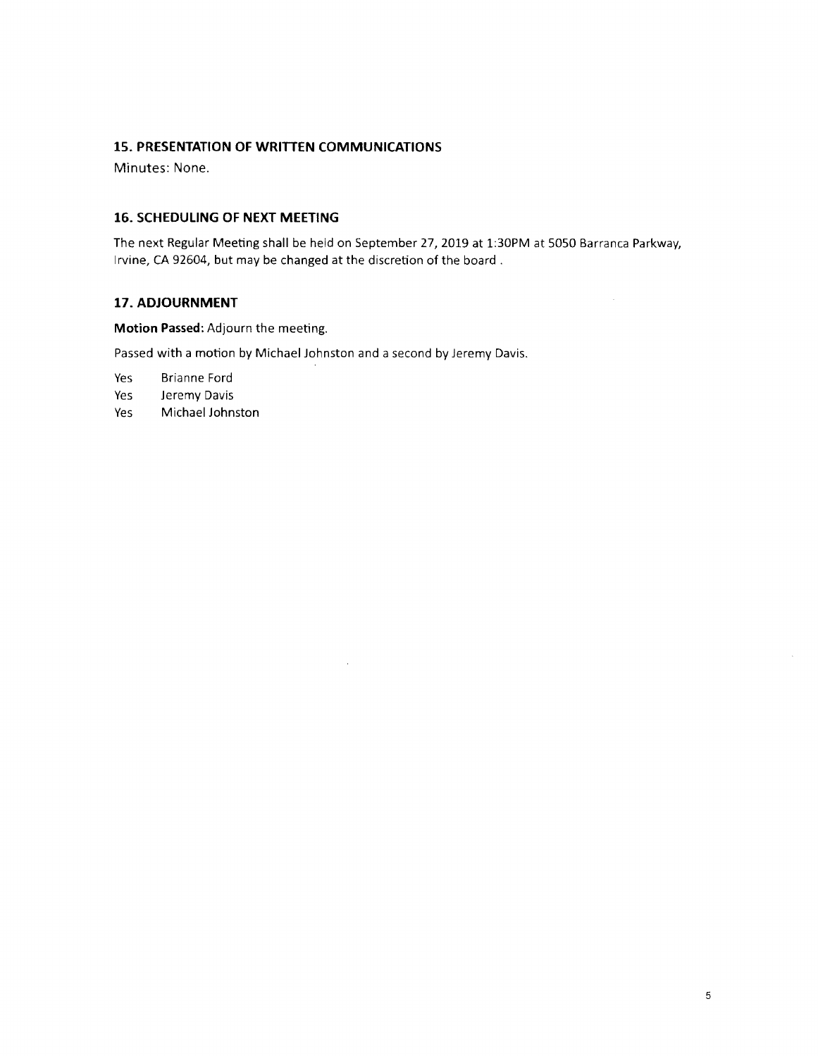### 15. PRESENTATION OF WRITTEN COMMUNICATIONS

Minutes: None.

### 16. SCHEDULING OF NEXT MEETING

The next Regular Meeting shall be held on September 27, 2019 at 1:30PM at 5050 Barranca Parkway, Irvine, CA 92604, but may be changed at the discretion of the board .

### 17. ADJOURNMENT

**Motion Passed:** Adjourn the meeting.

Passed with a motion by Michael Johnston and a second by Jeremy Davis.

Yes Brianne Ford
Yes Jeremy Davis
Yes Michael Johnston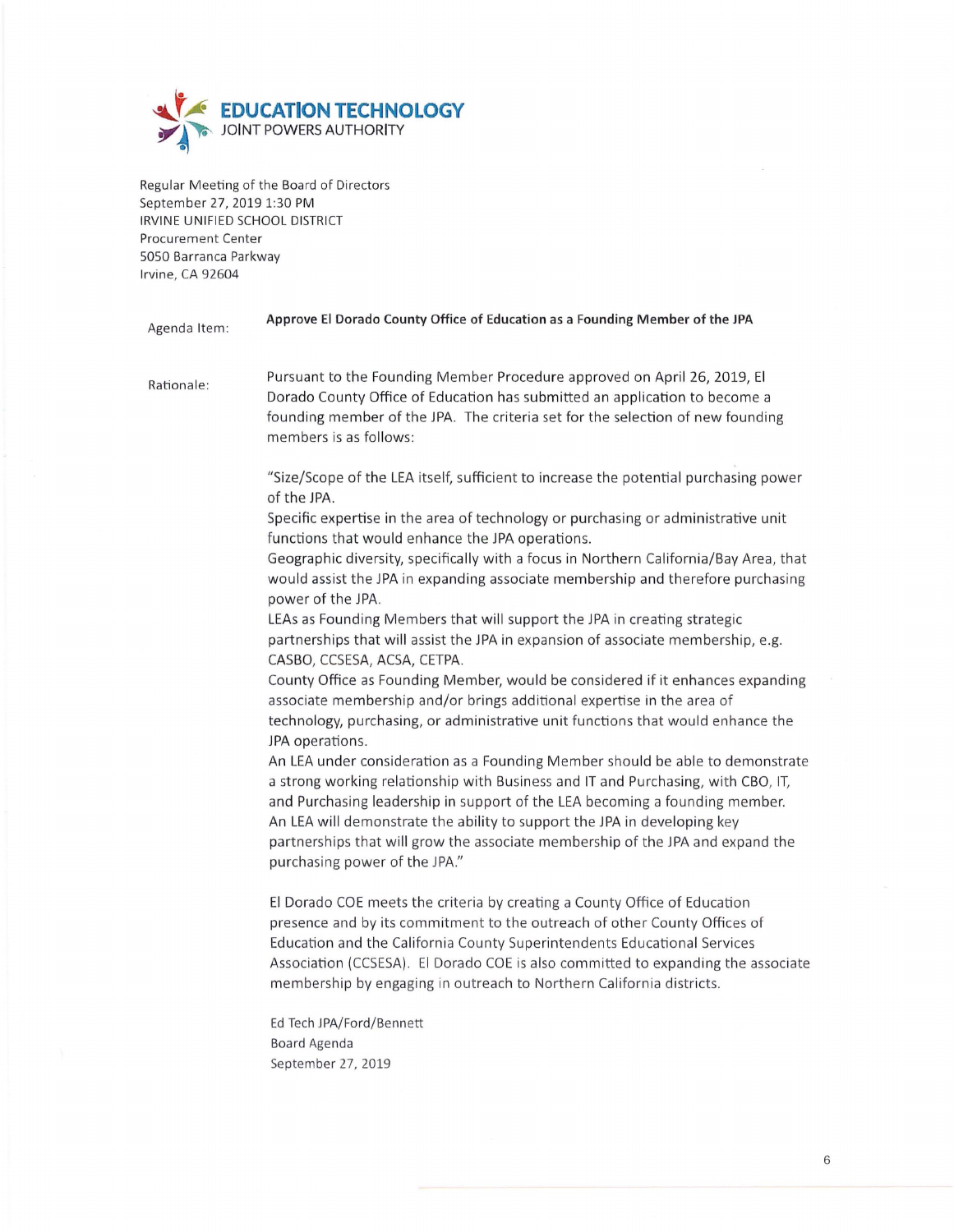**EDUCATION TECHNOLOGY**
JOINT POWERS AUTHORITY

Regular Meeting of the Board of Directors
September 27, 2019 1:30 PM
IRVINE UNIFIED SCHOOL DISTRICT
Procurement Center
5050 Barranca Parkway
Irvine, CA 92604

Agenda Item: **Approve El Dorado County Office of Education as a Founding Member of the JPA**

Rationale: Pursuant to the Founding Member Procedure approved on April 26, 2019, El Dorado County Office of Education has submitted an application to become a founding member of the JPA. The criteria set for the selection of new founding members is as follows:

"Size/Scope of the LEA itself, sufficient to increase the potential purchasing power of the JPA.
Specific expertise in the area of technology or purchasing or administrative unit functions that would enhance the JPA operations.
Geographic diversity, specifically with a focus in Northern California/Bay Area, that would assist the JPA in expanding associate membership and therefore purchasing power of the JPA.
LEAs as Founding Members that will support the JPA in creating strategic partnerships that will assist the JPA in expansion of associate membership, e.g. CASBO, CCSESA, ACSA, CETPA.
County Office as Founding Member, would be considered if it enhances expanding associate membership and/or brings additional expertise in the area of technology, purchasing, or administrative unit functions that would enhance the JPA operations.
An LEA under consideration as a Founding Member should be able to demonstrate a strong working relationship with Business and IT and Purchasing, with CBO, IT, and Purchasing leadership in support of the LEA becoming a founding member.
An LEA will demonstrate the ability to support the JPA in developing key partnerships that will grow the associate membership of the JPA and expand the purchasing power of the JPA."

El Dorado COE meets the criteria by creating a County Office of Education presence and by its commitment to the outreach of other County Offices of Education and the California County Superintendents Educational Services Association (CCSESA). El Dorado COE is also committed to expanding the associate membership by engaging in outreach to Northern California districts.

Ed Tech JPA/Ford/Bennett
Board Agenda
September 27, 2019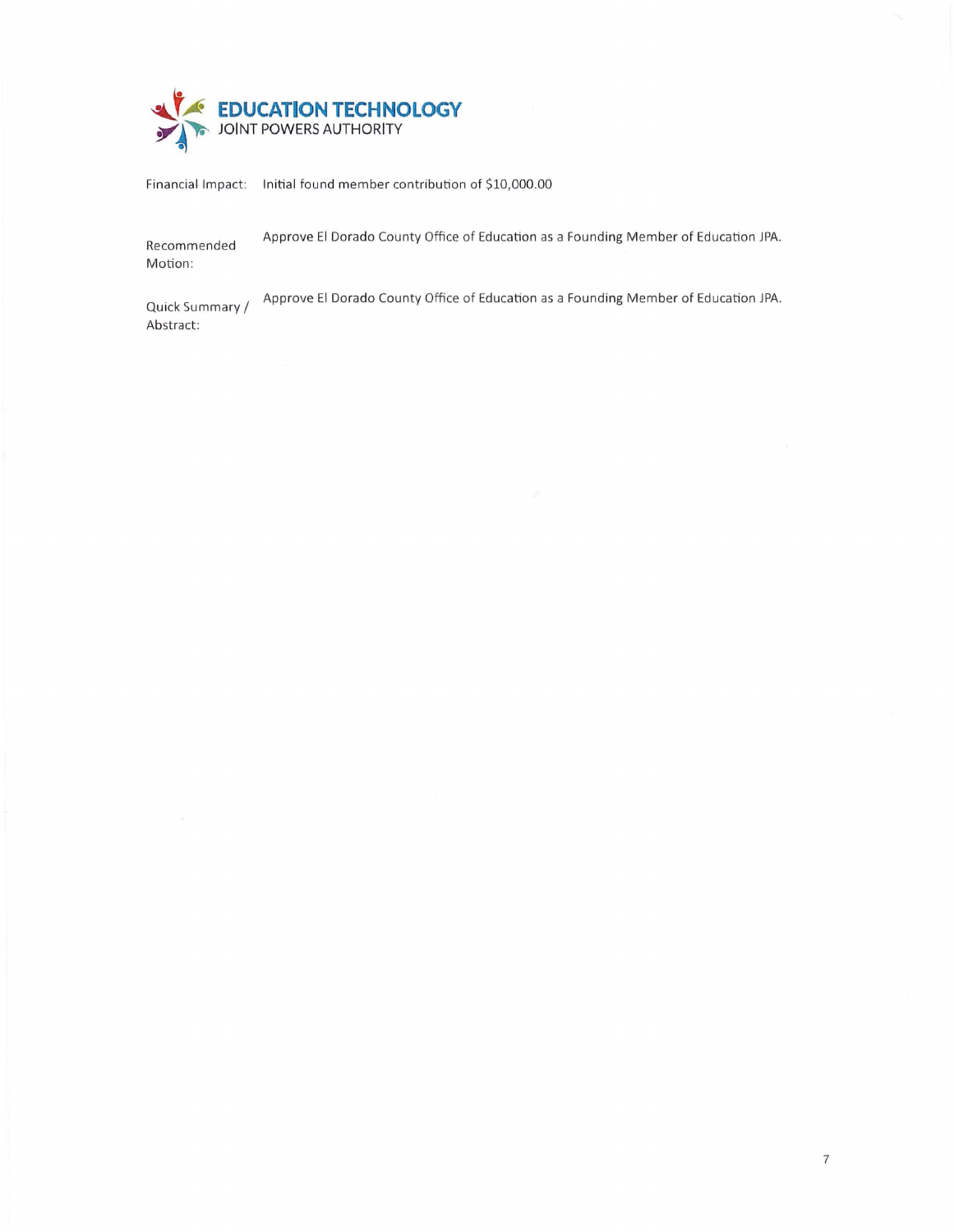**EDUCATION TECHNOLOGY**
JOINT POWERS AUTHORITY

| | |
|---|---|
| Financial Impact: | Initial found member contribution of $10,000.00 |
| Recommended Motion: | Approve El Dorado County Office of Education as a Founding Member of Education JPA. |
| Quick Summary / Abstract: | Approve El Dorado County Office of Education as a Founding Member of Education JPA. |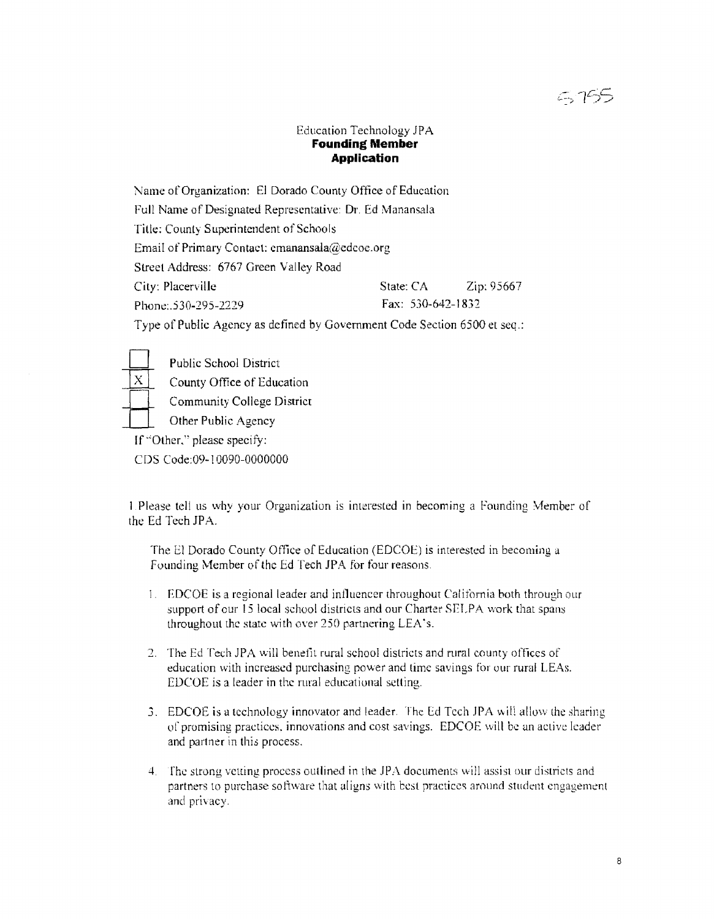# Education Technology JPA
## Founding Member Application

Name of Organization: El Dorado County Office of Education

Full Name of Designated Representative: Dr. Ed Manansala

Title: County Superintendent of Schools

Email of Primary Contact: emanansala@edcoe.org

Street Address: 6767 Green Valley Road

City: Placerville  State: CA  Zip: 95667

Phone:.530-295-2229  Fax: 530-642-1832

Type of Public Agency as defined by Government Code Section 6500 et seq.:

- [ ] Public School District
- [X] County Office of Education
- [ ] Community College District
- [ ] Other Public Agency

If "Other," please specify:

CDS Code:09-10090-0000000

1 Please tell us why your Organization is interested in becoming a Founding Member of the Ed Tech JPA.

The El Dorado County Office of Education (EDCOE) is interested in becoming a Founding Member of the Ed Tech JPA for four reasons.

1. EDCOE is a regional leader and influencer throughout California both through our support of our 15 local school districts and our Charter SELPA work that spans throughout the state with over 250 partnering LEA's.

2. The Ed Tech JPA will benefit rural school districts and rural county offices of education with increased purchasing power and time savings for our rural LEAs. EDCOE is a leader in the rural educational setting.

3. EDCOE is a technology innovator and leader. The Ed Tech JPA will allow the sharing of promising practices, innovations and cost savings. EDCOE will be an active leader and partner in this process.

4. The strong vetting process outlined in the JPA documents will assist our districts and partners to purchase software that aligns with best practices around student engagement and privacy.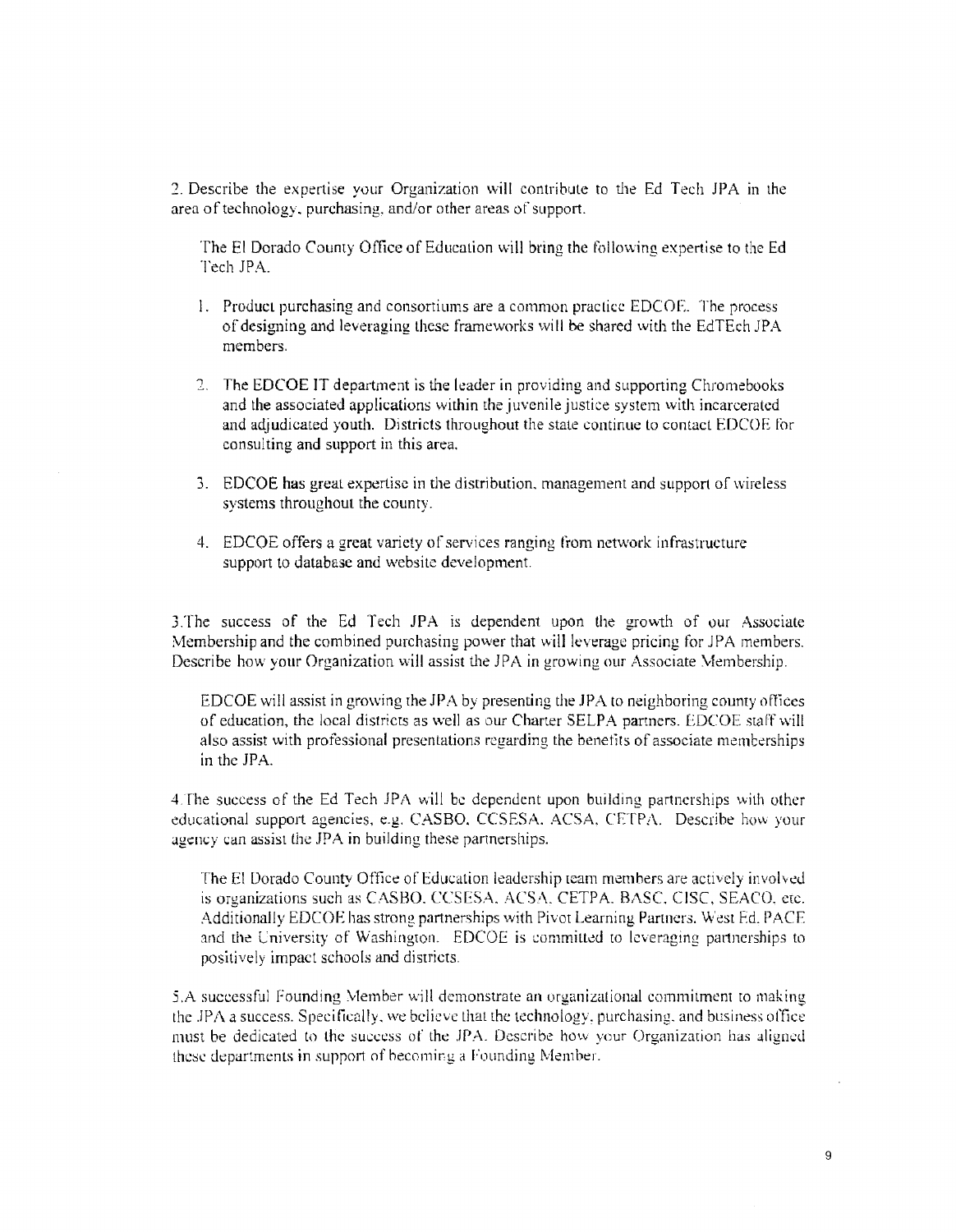2. Describe the expertise your Organization will contribute to the Ed Tech JPA in the area of technology, purchasing, and/or other areas of support.

The El Dorado County Office of Education will bring the following expertise to the Ed Tech JPA.

1. Product purchasing and consortiums are a common practice EDCOE. The process of designing and leveraging these frameworks will be shared with the EdTEch JPA members.

2. The EDCOE IT department is the leader in providing and supporting Chromebooks and the associated applications within the juvenile justice system with incarcerated and adjudicated youth. Districts throughout the state continue to contact EDCOE for consulting and support in this area.

3. EDCOE has great expertise in the distribution, management and support of wireless systems throughout the county.

4. EDCOE offers a great variety of services ranging from network infrastructure support to database and website development.

3.The success of the Ed Tech JPA is dependent upon the growth of our Associate Membership and the combined purchasing power that will leverage pricing for JPA members. Describe how your Organization will assist the JPA in growing our Associate Membership.

EDCOE will assist in growing the JPA by presenting the JPA to neighboring county offices of education, the local districts as well as our Charter SELPA partners. EDCOE staff will also assist with professional presentations regarding the benefits of associate memberships in the JPA.

4.The success of the Ed Tech JPA will be dependent upon building partnerships with other educational support agencies, e.g. CASBO, CCSESA, ACSA, CETPA. Describe how your agency can assist the JPA in building these partnerships.

The El Dorado County Office of Education leadership team members are actively involved is organizations such as CASBO, CCSESA, ACSA, CETPA, BASC, CISC, SEACO, etc. Additionally EDCOE has strong partnerships with Pivot Learning Partners, West Ed, PACE and the University of Washington. EDCOE is committed to leveraging partnerships to positively impact schools and districts.

5.A successful Founding Member will demonstrate an organizational commitment to making the JPA a success. Specifically, we believe that the technology, purchasing, and business office must be dedicated to the success of the JPA. Describe how your Organization has aligned these departments in support of becoming a Founding Member.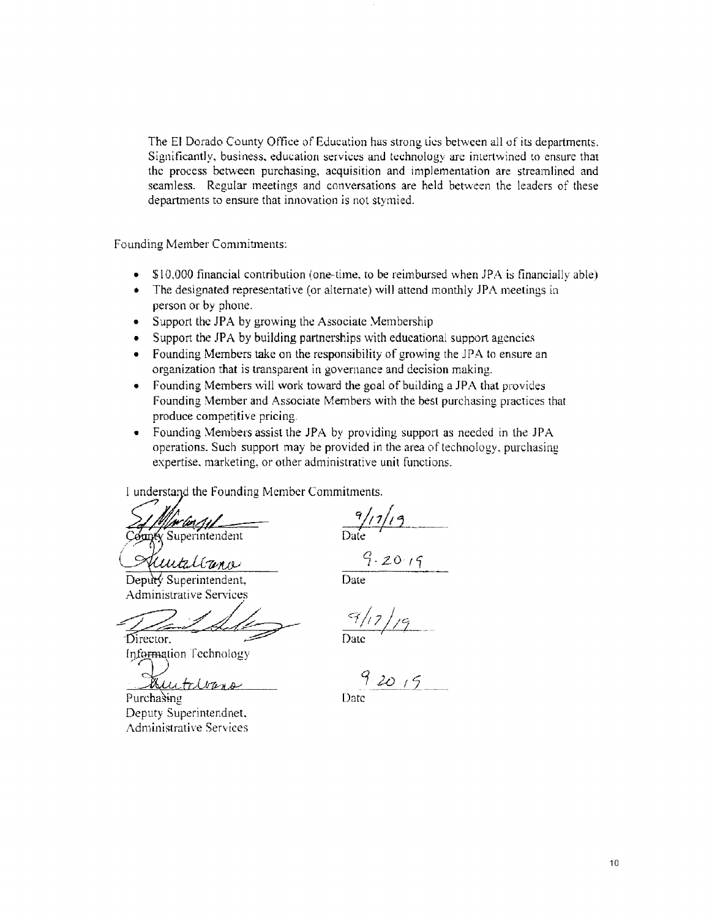The El Dorado County Office of Education has strong ties between all of its departments. Significantly, business, education services and technology are intertwined to ensure that the process between purchasing, acquisition and implementation are streamlined and seamless. Regular meetings and conversations are held between the leaders of these departments to ensure that innovation is not stymied.

Founding Member Commitments:

- $10,000 financial contribution (one-time, to be reimbursed when JPA is financially able)
- The designated representative (or alternate) will attend monthly JPA meetings in person or by phone.
- Support the JPA by growing the Associate Membership
- Support the JPA by building partnerships with educational support agencies
- Founding Members take on the responsibility of growing the JPA to ensure an organization that is transparent in governance and decision making.
- Founding Members will work toward the goal of building a JPA that provides Founding Member and Associate Members with the best purchasing practices that produce competitive pricing.
- Founding Members assist the JPA by providing support as needed in the JPA operations. Such support may be provided in the area of technology, purchasing expertise, marketing, or other administrative unit functions.

I understand the Founding Member Commitments.

County Superintendent — Date: 9/17/19

Deputy Superintendent, Administrative Services — Date: 9-20-19

Director, Information Technology — Date: 9/17/19

Purchasing Deputy Superintendnet, Administrative Services — Date: 9-20-19